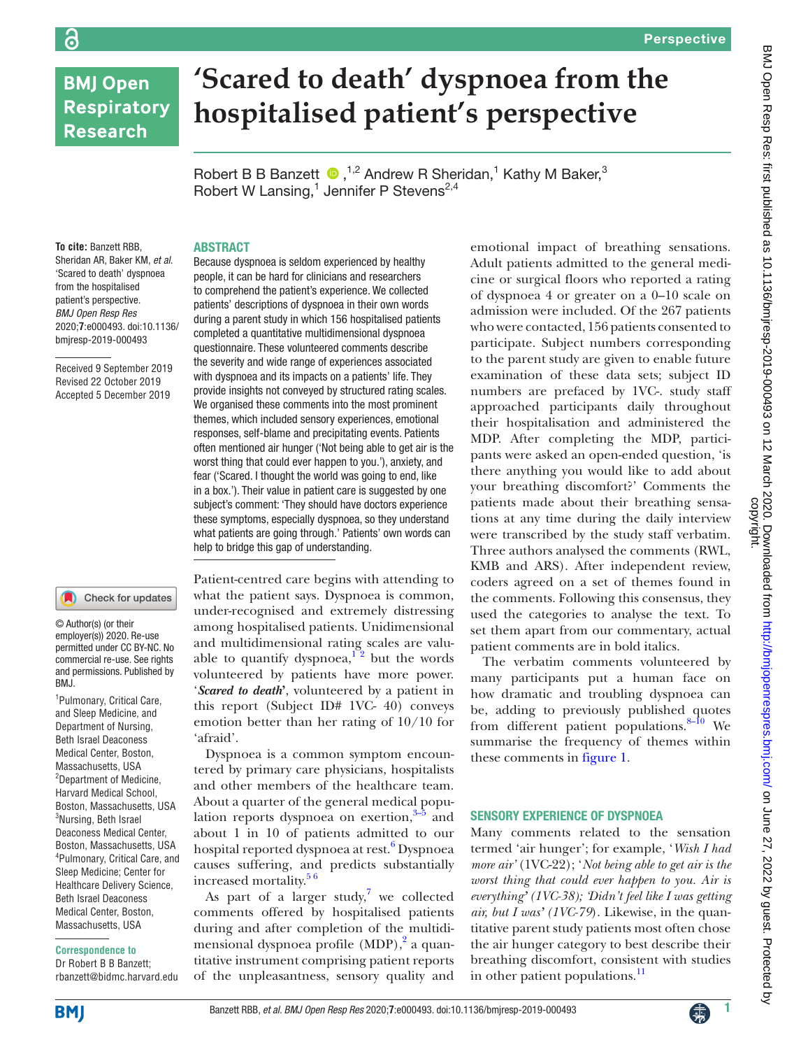# 'Scared to death' dyspnoea from the hospitalised patient's perspective

Robert B B Banzett,[1,2] Andrew R Sheridan,[1] Kathy M Baker,[3] Robert W Lansing,[1] Jennifer P Stevens[2,4]

**To cite:** Banzett RBB, Sheridan AR, Baker KM, *et al*. 'Scared to death' dyspnoea from the hospitalised patient's perspective. *BMJ Open Resp Res* 2020;7:e000493. doi:10.1136/bmjresp-2019-000493

Received 9 September 2019
Revised 22 October 2019
Accepted 5 December 2019

© Author(s) (or their employer(s)) 2020. Re-use permitted under CC BY-NC. No commercial re-use. See rights and permissions. Published by BMJ.

[1]Pulmonary, Critical Care, and Sleep Medicine, and Department of Nursing, Beth Israel Deaconess Medical Center, Boston, Massachusetts, USA
[2]Department of Medicine, Harvard Medical School, Boston, Massachusetts, USA
[3]Nursing, Beth Israel Deaconess Medical Center, Boston, Massachusetts, USA
[4]Pulmonary, Critical Care, and Sleep Medicine; Center for Healthcare Delivery Science, Beth Israel Deaconess Medical Center, Boston, Massachusetts, USA

**Correspondence to**
Dr Robert B B Banzett; rbanzett@bidmc.harvard.edu

## ABSTRACT

Because dyspnoea is seldom experienced by healthy people, it can be hard for clinicians and researchers to comprehend the patient's experience. We collected patients' descriptions of dyspnoea in their own words during a parent study in which 156 hospitalised patients completed a quantitative multidimensional dyspnoea questionnaire. These volunteered comments describe the severity and wide range of experiences associated with dyspnoea and its impacts on a patients' life. They provide insights not conveyed by structured rating scales. We organised these comments into the most prominent themes, which included sensory experiences, emotional responses, self-blame and precipitating events. Patients often mentioned air hunger ('Not being able to get air is the worst thing that could ever happen to you.'), anxiety, and fear ('Scared. I thought the world was going to end, like in a box.'). Their value in patient care is suggested by one subject's comment: 'They should have doctors experience these symptoms, especially dyspnoea, so they understand what patients are going through.' Patients' own words can help to bridge this gap of understanding.

Patient-centred care begins with attending to what the patient says. Dyspnoea is common, under-recognised and extremely distressing among hospitalised patients. Unidimensional and multidimensional rating scales are valuable to quantify dyspnoea,[1 2] but the words volunteered by patients have more power. '***Scared to death***', volunteered by a patient in this report (Subject ID# 1VC- 40) conveys emotion better than her rating of 10/10 for 'afraid'.

Dyspnoea is a common symptom encountered by primary care physicians, hospitalists and other members of the healthcare team. About a quarter of the general medical population reports dyspnoea on exertion,[3–5] and about 1 in 10 of patients admitted to our hospital reported dyspnoea at rest.[6] Dyspnoea causes suffering, and predicts substantially increased mortality.[5 6]

As part of a larger study,[7] we collected comments offered by hospitalised patients during and after completion of the multidimensional dyspnoea profile (MDP),[2] a quantitative instrument comprising patient reports of the unpleasantness, sensory quality and emotional impact of breathing sensations. Adult patients admitted to the general medicine or surgical floors who reported a rating of dyspnoea 4 or greater on a 0–10 scale on admission were included. Of the 267 patients who were contacted, 156 patients consented to participate. Subject numbers corresponding to the parent study are given to enable future examination of these data sets; subject ID numbers are prefaced by 1VC-. study staff approached participants daily throughout their hospitalisation and administered the MDP. After completing the MDP, participants were asked an open-ended question, 'is there anything you would like to add about your breathing discomfort?' Comments the patients made about their breathing sensations at any time during the daily interview were transcribed by the study staff verbatim. Three authors analysed the comments (RWL, KMB and ARS). After independent review, coders agreed on a set of themes found in the comments. Following this consensus, they used the categories to analyse the text. To set them apart from our commentary, actual patient comments are in bold italics.

The verbatim comments volunteered by many participants put a human face on how dramatic and troubling dyspnoea can be, adding to previously published quotes from different patient populations.[8–10] We summarise the frequency of themes within these comments in figure 1.

## SENSORY EXPERIENCE OF DYSPNOEA

Many comments related to the sensation termed 'air hunger'; for example, '*Wish I had more air'* (1VC-22); '*Not being able to get air is the worst thing that could ever happen to you. Air is everything*' *(1VC-38); 'Didn't feel like I was getting air, but I was' (1VC-79)*. Likewise, in the quantitative parent study patients most often chose the air hunger category to best describe their breathing discomfort, consistent with studies in other patient populations.[11]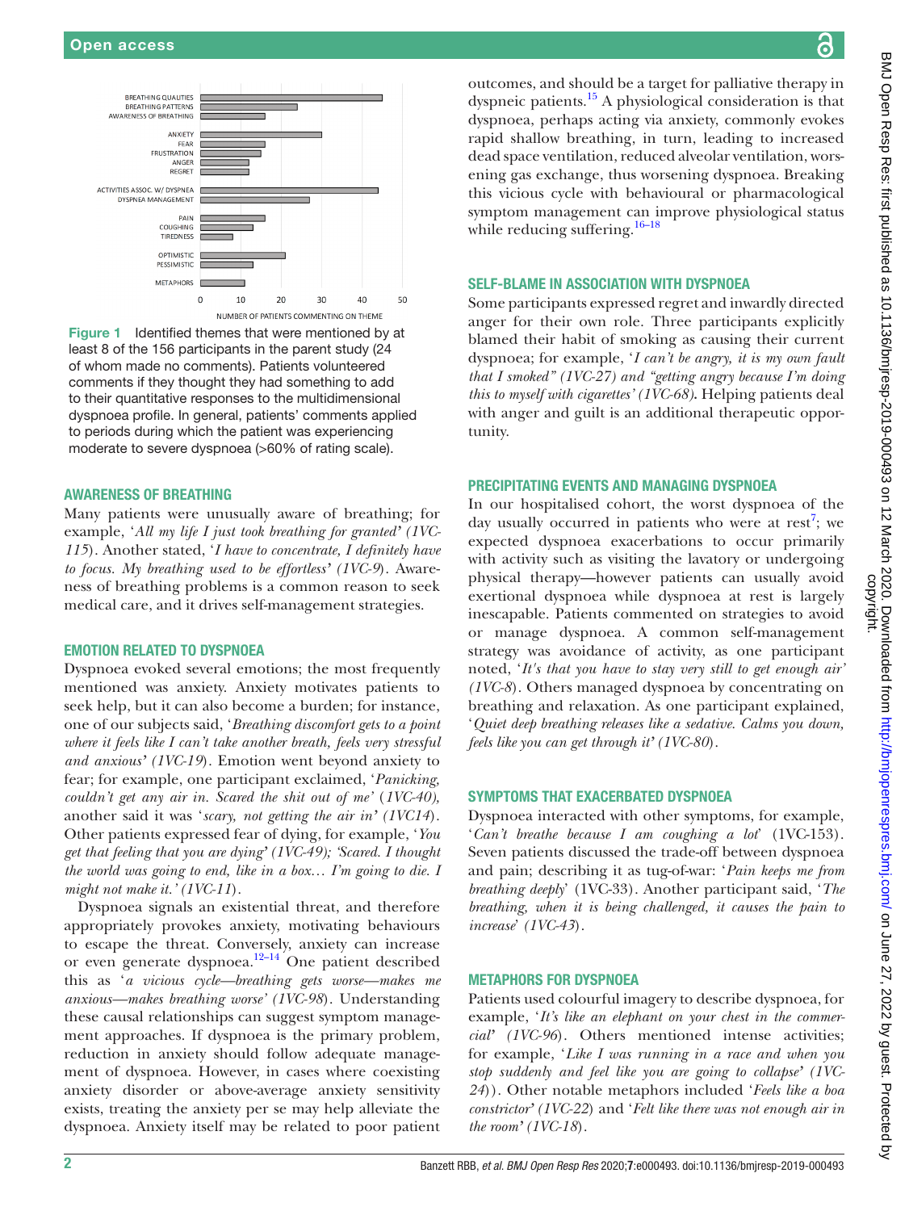Figure 1 Identified themes that were mentioned by at least 8 of the 156 participants in the parent study (24 of whom made no comments). Patients volunteered comments if they thought they had something to add to their quantitative responses to the multidimensional dyspnoea profile. In general, patients' comments applied to periods during which the patient was experiencing moderate to severe dyspnoea (>60% of rating scale).

## AWARENESS OF BREATHING

Many patients were unusually aware of breathing; for example, '*All my life I just took breathing for granted*' (*1VC-115*). Another stated, '*I have to concentrate, I definitely have to focus. My breathing used to be effortless*' (*1VC-9*). Awareness of breathing problems is a common reason to seek medical care, and it drives self-management strategies.

## EMOTION RELATED TO DYSPNOEA

Dyspnoea evoked several emotions; the most frequently mentioned was anxiety. Anxiety motivates patients to seek help, but it can also become a burden; for instance, one of our subjects said, '*Breathing discomfort gets to a point where it feels like I can't take another breath, feels very stressful and anxious*' (*1VC-19*). Emotion went beyond anxiety to fear; for example, one participant exclaimed, '*Panicking, couldn't get any air in. Scared the shit out of me*' (*1VC-40*), another said it was '*scary, not getting the air in*' (*1VC14*). Other patients expressed fear of dying, for example, '*You get that feeling that you are dying*' (*1VC-49*); '*Scared. I thought the world was going to end, like in a box… I'm going to die. I might not make it.*' (*1VC-11*).

Dyspnoea signals an existential threat, and therefore appropriately provokes anxiety, motivating behaviours to escape the threat. Conversely, anxiety can increase or even generate dyspnoea.[12–14] One patient described this as '*a vicious cycle—breathing gets worse—makes me anxious—makes breathing worse*' (*1VC-98*). Understanding these causal relationships can suggest symptom management approaches. If dyspnoea is the primary problem, reduction in anxiety should follow adequate management of dyspnoea. However, in cases where coexisting anxiety disorder or above-average anxiety sensitivity exists, treating the anxiety per se may help alleviate the dyspnoea. Anxiety itself may be related to poor patient outcomes, and should be a target for palliative therapy in dyspneic patients.[15] A physiological consideration is that dyspnoea, perhaps acting via anxiety, commonly evokes rapid shallow breathing, in turn, leading to increased dead space ventilation, reduced alveolar ventilation, worsening gas exchange, thus worsening dyspnoea. Breaking this vicious cycle with behavioural or pharmacological symptom management can improve physiological status while reducing suffering.[16–18]

## SELF-BLAME IN ASSOCIATION WITH DYSPNOEA

Some participants expressed regret and inwardly directed anger for their own role. Three participants explicitly blamed their habit of smoking as causing their current dyspnoea; for example, '*I can't be angry, it is my own fault that I smoked" (1VC-27) and "getting angry because I'm doing this to myself with cigarettes' (1VC-68)*. Helping patients deal with anger and guilt is an additional therapeutic opportunity.

## PRECIPITATING EVENTS AND MANAGING DYSPNOEA

In our hospitalised cohort, the worst dyspnoea of the day usually occurred in patients who were at rest[7]; we expected dyspnoea exacerbations to occur primarily with activity such as visiting the lavatory or undergoing physical therapy—however patients can usually avoid exertional dyspnoea while dyspnoea at rest is largely inescapable. Patients commented on strategies to avoid or manage dyspnoea. A common self-management strategy was avoidance of activity, as one participant noted, '*It's that you have to stay very still to get enough air*' (*1VC-8*). Others managed dyspnoea by concentrating on breathing and relaxation. As one participant explained, '*Quiet deep breathing releases like a sedative. Calms you down, feels like you can get through it*' (*1VC-80*).

## SYMPTOMS THAT EXACERBATED DYSPNOEA

Dyspnoea interacted with other symptoms, for example, '*Can't breathe because I am coughing a lot*' (1VC-153). Seven patients discussed the trade-off between dyspnoea and pain; describing it as tug-of-war: '*Pain keeps me from breathing deeply*' (1VC-33). Another participant said, '*The breathing, when it is being challenged, it causes the pain to increase*' (*1VC-43*).

## METAPHORS FOR DYSPNOEA

Patients used colourful imagery to describe dyspnoea, for example, '*It's like an elephant on your chest in the commercial*' (*1VC-96*). Others mentioned intense activities; for example, '*Like I was running in a race and when you stop suddenly and feel like you are going to collapse*' (*1VC-24*)). Other notable metaphors included '*Feels like a boa constrictor*' (*1VC-22*) and '*Felt like there was not enough air in the room*' (*1VC-18*).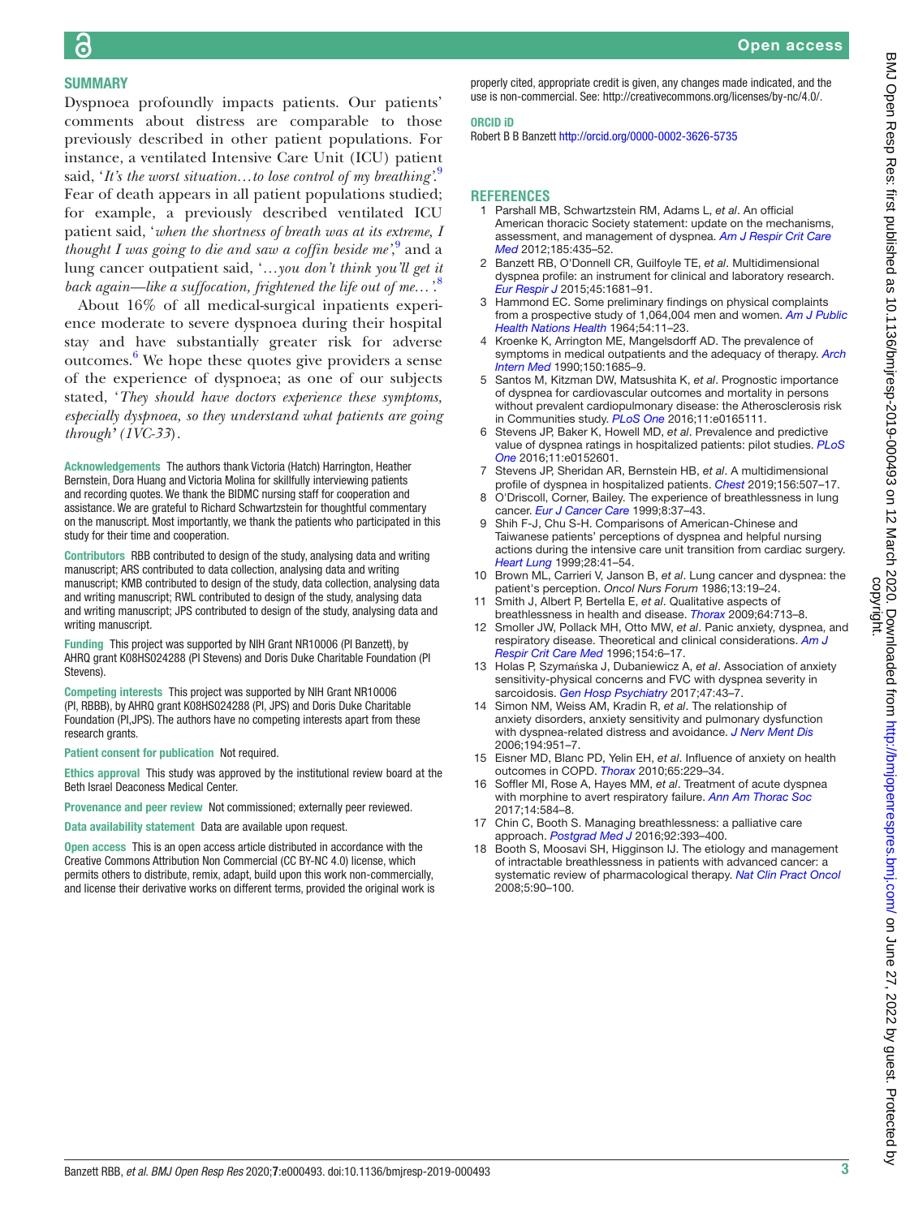## SUMMARY

Dyspnoea profoundly impacts patients. Our patients' comments about distress are comparable to those previously described in other patient populations. For instance, a ventilated Intensive Care Unit (ICU) patient said, '*It's the worst situation…to lose control of my breathing*'.[9] Fear of death appears in all patient populations studied; for example, a previously described ventilated ICU patient said, '*when the shortness of breath was at its extreme, I thought I was going to die and saw a coffin beside me*',[9] and a lung cancer outpatient said, '*…you don't think you'll get it back again—like a suffocation, frightened the life out of me…*'.[8]

About 16% of all medical-surgical inpatients experience moderate to severe dyspnoea during their hospital stay and have substantially greater risk for adverse outcomes.[6] We hope these quotes give providers a sense of the experience of dyspnoea; as one of our subjects stated, '*They should have doctors experience these symptoms, especially dyspnoea, so they understand what patients are going through*' *(1VC-33)*.

**Acknowledgements** The authors thank Victoria (Hatch) Harrington, Heather Bernstein, Dora Huang and Victoria Molina for skillfully interviewing patients and recording quotes. We thank the BIDMC nursing staff for cooperation and assistance. We are grateful to Richard Schwartzstein for thoughtful commentary on the manuscript. Most importantly, we thank the patients who participated in this study for their time and cooperation.

**Contributors** RBB contributed to design of the study, analysing data and writing manuscript; ARS contributed to data collection, analysing data and writing manuscript; KMB contributed to design of the study, data collection, analysing data and writing manuscript; RWL contributed to design of the study, analysing data and writing manuscript; JPS contributed to design of the study, analysing data and writing manuscript.

**Funding** This project was supported by NIH Grant NR10006 (PI Banzett), by AHRQ grant K08HS024288 (PI Stevens) and Doris Duke Charitable Foundation (PI Stevens).

**Competing interests** This project was supported by NIH Grant NR10006 (PI, RBBB), by AHRQ grant K08HS024288 (PI, JPS) and Doris Duke Charitable Foundation (PI,JPS). The authors have no competing interests apart from these research grants.

**Patient consent for publication** Not required.

**Ethics approval** This study was approved by the institutional review board at the Beth Israel Deaconess Medical Center.

**Provenance and peer review** Not commissioned; externally peer reviewed.

**Data availability statement** Data are available upon request.

**Open access** This is an open access article distributed in accordance with the Creative Commons Attribution Non Commercial (CC BY-NC 4.0) license, which permits others to distribute, remix, adapt, build upon this work non-commercially, and license their derivative works on different terms, provided the original work is properly cited, appropriate credit is given, any changes made indicated, and the use is non-commercial. See: http://creativecommons.org/licenses/by-nc/4.0/.

### ORCID iD

Robert B B Banzett http://orcid.org/0000-0002-3626-5735

## REFERENCES

1. Parshall MB, Schwartzstein RM, Adams L, *et al*. An official American thoracic Society statement: update on the mechanisms, assessment, and management of dyspnea. *Am J Respir Crit Care Med* 2012;185:435–52.
2. Banzett RB, O'Donnell CR, Guilfoyle TE, *et al*. Multidimensional dyspnea profile: an instrument for clinical and laboratory research. *Eur Respir J* 2015;45:1681–91.
3. Hammond EC. Some preliminary findings on physical complaints from a prospective study of 1,064,004 men and women. *Am J Public Health Nations Health* 1964;54:11–23.
4. Kroenke K, Arrington ME, Mangelsdorff AD. The prevalence of symptoms in medical outpatients and the adequacy of therapy. *Arch Intern Med* 1990;150:1685–9.
5. Santos M, Kitzman DW, Matsushita K, *et al*. Prognostic importance of dyspnea for cardiovascular outcomes and mortality in persons without prevalent cardiopulmonary disease: the Atherosclerosis risk in Communities study. *PLoS One* 2016;11:e0165111.
6. Stevens JP, Baker K, Howell MD, *et al*. Prevalence and predictive value of dyspnea ratings in hospitalized patients: pilot studies. *PLoS One* 2016;11:e0152601.
7. Stevens JP, Sheridan AR, Bernstein HB, *et al*. A multidimensional profile of dyspnea in hospitalized patients. *Chest* 2019;156:507–17.
8. O'Driscoll, Corner, Bailey. The experience of breathlessness in lung cancer. *Eur J Cancer Care* 1999;8:37–43.
9. Shih F-J, Chu S-H. Comparisons of American-Chinese and Taiwanese patients' perceptions of dyspnea and helpful nursing actions during the intensive care unit transition from cardiac surgery. *Heart Lung* 1999;28:41–54.
10. Brown ML, Carrieri V, Janson B, *et al*. Lung cancer and dyspnea: the patient's perception. *Oncol Nurs Forum* 1986;13:19–24.
11. Smith J, Albert P, Bertella E, *et al*. Qualitative aspects of breathlessness in health and disease. *Thorax* 2009;64:713–8.
12. Smoller JW, Pollack MH, Otto MW, *et al*. Panic anxiety, dyspnea, and respiratory disease. Theoretical and clinical considerations. *Am J Respir Crit Care Med* 1996;154:6–17.
13. Holas P, Szymańska J, Dubaniewicz A, *et al*. Association of anxiety sensitivity-physical concerns and FVC with dyspnea severity in sarcoidosis. *Gen Hosp Psychiatry* 2017;47:43–7.
14. Simon NM, Weiss AM, Kradin R, *et al*. The relationship of anxiety disorders, anxiety sensitivity and pulmonary dysfunction with dyspnea-related distress and avoidance. *J Nerv Ment Dis* 2006;194:951–7.
15. Eisner MD, Blanc PD, Yelin EH, *et al*. Influence of anxiety on health outcomes in COPD. *Thorax* 2010;65:229–34.
16. Soffler MI, Rose A, Hayes MM, *et al*. Treatment of acute dyspnea with morphine to avert respiratory failure. *Ann Am Thorac Soc* 2017;14:584–8.
17. Chin C, Booth S. Managing breathlessness: a palliative care approach. *Postgrad Med J* 2016;92:393–400.
18. Booth S, Moosavi SH, Higginson IJ. The etiology and management of intractable breathlessness in patients with advanced cancer: a systematic review of pharmacological therapy. *Nat Clin Pract Oncol* 2008;5:90–100.